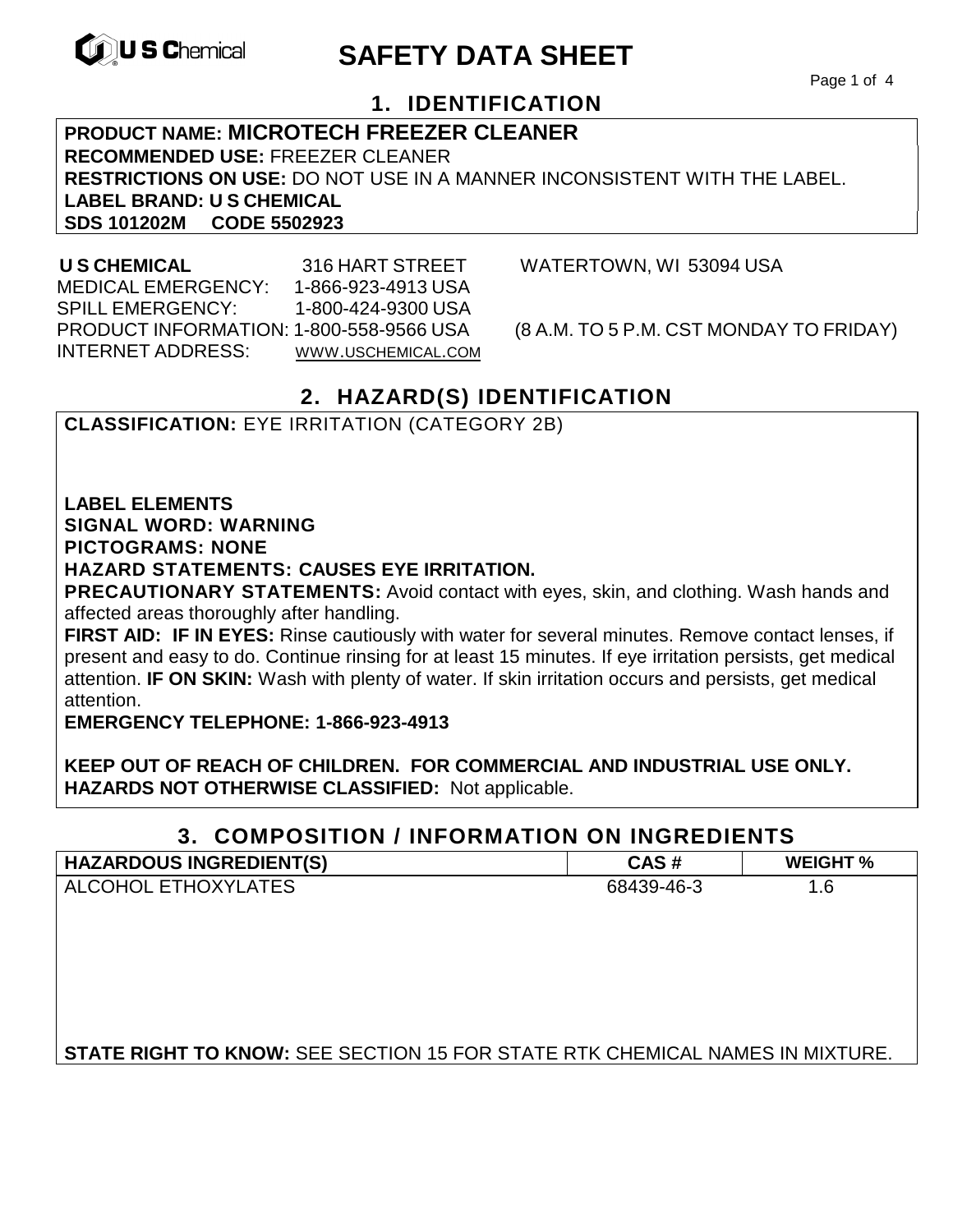# SAFETY DATA SHEET

## 1. IDENTIFICATION

**PRODUCT NAME: MICROTECH FREEZER CLEANER**
**RECOMMENDED USE:** FREEZER CLEANER
**RESTRICTIONS ON USE:** DO NOT USE IN A MANNER INCONSISTENT WITH THE LABEL.
**LABEL BRAND: U S CHEMICAL**
**SDS 101202M CODE 5502923**

**U S CHEMICAL** 316 HART STREET WATERTOWN, WI 53094 USA
MEDICAL EMERGENCY: 1-866-923-4913 USA
SPILL EMERGENCY: 1-800-424-9300 USA
PRODUCT INFORMATION: 1-800-558-9566 USA (8 A.M. TO 5 P.M. CST MONDAY TO FRIDAY)
INTERNET ADDRESS: WWW.USCHEMICAL.COM

## 2. HAZARD(S) IDENTIFICATION

**CLASSIFICATION:** EYE IRRITATION (CATEGORY 2B)

**LABEL ELEMENTS**
**SIGNAL WORD: WARNING**
**PICTOGRAMS: NONE**
**HAZARD STATEMENTS: CAUSES EYE IRRITATION.**
**PRECAUTIONARY STATEMENTS:** Avoid contact with eyes, skin, and clothing. Wash hands and affected areas thoroughly after handling.
**FIRST AID: IF IN EYES:** Rinse cautiously with water for several minutes. Remove contact lenses, if present and easy to do. Continue rinsing for at least 15 minutes. If eye irritation persists, get medical attention. **IF ON SKIN:** Wash with plenty of water. If skin irritation occurs and persists, get medical attention.
**EMERGENCY TELEPHONE: 1-866-923-4913**

**KEEP OUT OF REACH OF CHILDREN. FOR COMMERCIAL AND INDUSTRIAL USE ONLY.**
**HAZARDS NOT OTHERWISE CLASSIFIED:** Not applicable.

## 3. COMPOSITION / INFORMATION ON INGREDIENTS

| HAZARDOUS INGREDIENT(S) | CAS # | WEIGHT % |
|---|---|---|
| ALCOHOL ETHOXYLATES | 68439-46-3 | 1.6 |

**STATE RIGHT TO KNOW:** SEE SECTION 15 FOR STATE RTK CHEMICAL NAMES IN MIXTURE.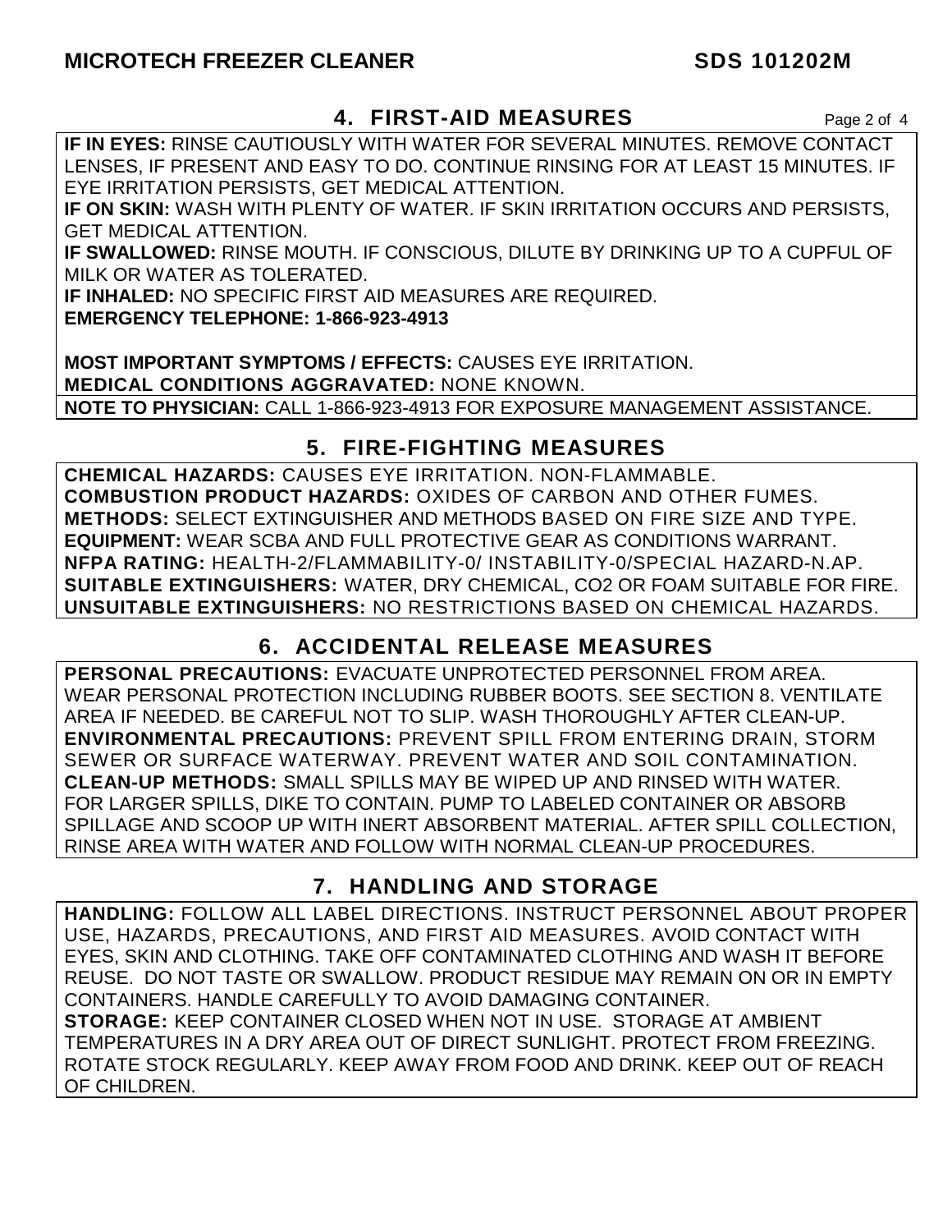## 4. FIRST-AID MEASURES

**IF IN EYES:** RINSE CAUTIOUSLY WITH WATER FOR SEVERAL MINUTES. REMOVE CONTACT LENSES, IF PRESENT AND EASY TO DO. CONTINUE RINSING FOR AT LEAST 15 MINUTES. IF EYE IRRITATION PERSISTS, GET MEDICAL ATTENTION.
**IF ON SKIN:** WASH WITH PLENTY OF WATER. IF SKIN IRRITATION OCCURS AND PERSISTS, GET MEDICAL ATTENTION.
**IF SWALLOWED:** RINSE MOUTH. IF CONSCIOUS, DILUTE BY DRINKING UP TO A CUPFUL OF MILK OR WATER AS TOLERATED.
**IF INHALED:** NO SPECIFIC FIRST AID MEASURES ARE REQUIRED.
**EMERGENCY TELEPHONE: 1-866-923-4913**

**MOST IMPORTANT SYMPTOMS / EFFECTS:** CAUSES EYE IRRITATION.
**MEDICAL CONDITIONS AGGRAVATED:** NONE KNOWN.
**NOTE TO PHYSICIAN:** CALL 1-866-923-4913 FOR EXPOSURE MANAGEMENT ASSISTANCE.

## 5. FIRE-FIGHTING MEASURES

**CHEMICAL HAZARDS:** CAUSES EYE IRRITATION. NON-FLAMMABLE.
**COMBUSTION PRODUCT HAZARDS:** OXIDES OF CARBON AND OTHER FUMES.
**METHODS:** SELECT EXTINGUISHER AND METHODS BASED ON FIRE SIZE AND TYPE.
**EQUIPMENT:** WEAR SCBA AND FULL PROTECTIVE GEAR AS CONDITIONS WARRANT.
**NFPA RATING:** HEALTH-2/FLAMMABILITY-0/ INSTABILITY-0/SPECIAL HAZARD-N.AP.
**SUITABLE EXTINGUISHERS:** WATER, DRY CHEMICAL, $CO_2$ OR FOAM SUITABLE FOR FIRE.
**UNSUITABLE EXTINGUISHERS:** NO RESTRICTIONS BASED ON CHEMICAL HAZARDS.

## 6. ACCIDENTAL RELEASE MEASURES

**PERSONAL PRECAUTIONS:** EVACUATE UNPROTECTED PERSONNEL FROM AREA. WEAR PERSONAL PROTECTION INCLUDING RUBBER BOOTS. SEE SECTION 8. VENTILATE AREA IF NEEDED. BE CAREFUL NOT TO SLIP. WASH THOROUGHLY AFTER CLEAN-UP.
**ENVIRONMENTAL PRECAUTIONS:** PREVENT SPILL FROM ENTERING DRAIN, STORM SEWER OR SURFACE WATERWAY. PREVENT WATER AND SOIL CONTAMINATION.
**CLEAN-UP METHODS:** SMALL SPILLS MAY BE WIPED UP AND RINSED WITH WATER. FOR LARGER SPILLS, DIKE TO CONTAIN. PUMP TO LABELED CONTAINER OR ABSORB SPILLAGE AND SCOOP UP WITH INERT ABSORBENT MATERIAL. AFTER SPILL COLLECTION, RINSE AREA WITH WATER AND FOLLOW WITH NORMAL CLEAN-UP PROCEDURES.

## 7. HANDLING AND STORAGE

**HANDLING:** FOLLOW ALL LABEL DIRECTIONS. INSTRUCT PERSONNEL ABOUT PROPER USE, HAZARDS, PRECAUTIONS, AND FIRST AID MEASURES. AVOID CONTACT WITH EYES, SKIN AND CLOTHING. TAKE OFF CONTAMINATED CLOTHING AND WASH IT BEFORE REUSE. DO NOT TASTE OR SWALLOW. PRODUCT RESIDUE MAY REMAIN ON OR IN EMPTY CONTAINERS. HANDLE CAREFULLY TO AVOID DAMAGING CONTAINER.
**STORAGE:** KEEP CONTAINER CLOSED WHEN NOT IN USE. STORAGE AT AMBIENT TEMPERATURES IN A DRY AREA OUT OF DIRECT SUNLIGHT. PROTECT FROM FREEZING. ROTATE STOCK REGULARLY. KEEP AWAY FROM FOOD AND DRINK. KEEP OUT OF REACH OF CHILDREN.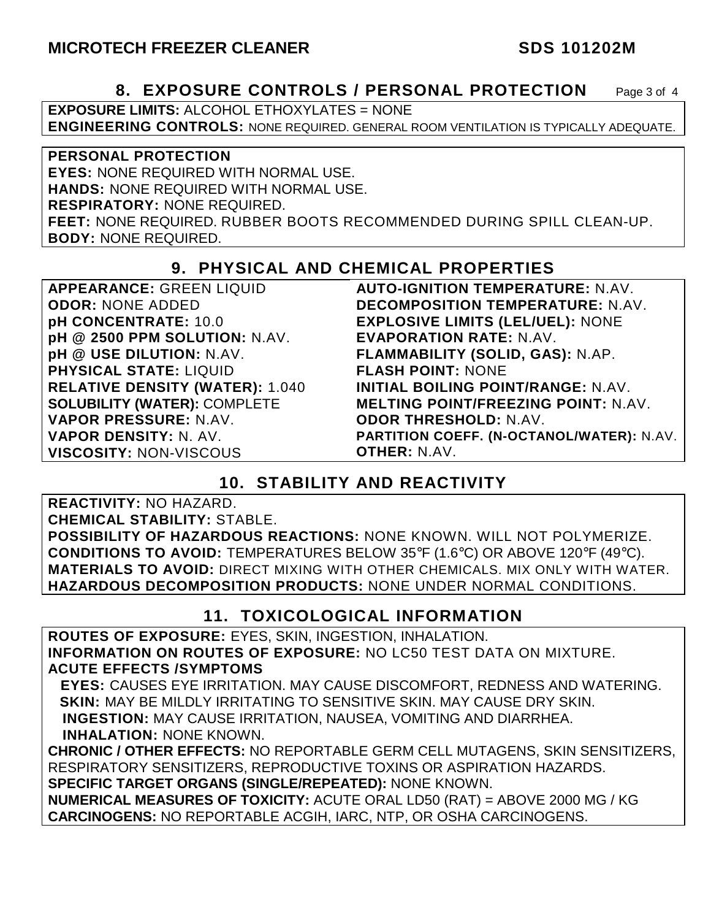## 8. EXPOSURE CONTROLS / PERSONAL PROTECTION

**EXPOSURE LIMITS:** ALCOHOL ETHOXYLATES = NONE
**ENGINEERING CONTROLS:** NONE REQUIRED. GENERAL ROOM VENTILATION IS TYPICALLY ADEQUATE.

**PERSONAL PROTECTION**
**EYES:** NONE REQUIRED WITH NORMAL USE.
**HANDS:** NONE REQUIRED WITH NORMAL USE.
**RESPIRATORY:** NONE REQUIRED.
**FEET:** NONE REQUIRED. RUBBER BOOTS RECOMMENDED DURING SPILL CLEAN-UP.
**BODY:** NONE REQUIRED.

## 9. PHYSICAL AND CHEMICAL PROPERTIES

**APPEARANCE:** GREEN LIQUID
**ODOR:** NONE ADDED
**pH CONCENTRATE:** 10.0
**pH @ 2500 PPM SOLUTION:** N.AV.
**pH @ USE DILUTION:** N.AV.
**PHYSICAL STATE:** LIQUID
**RELATIVE DENSITY (WATER):** 1.040
**SOLUBILITY (WATER):** COMPLETE
**VAPOR PRESSURE:** N.AV.
**VAPOR DENSITY:** N. AV.
**VISCOSITY:** NON-VISCOUS
**AUTO-IGNITION TEMPERATURE:** N.AV.
**DECOMPOSITION TEMPERATURE:** N.AV.
**EXPLOSIVE LIMITS (LEL/UEL):** NONE
**EVAPORATION RATE:** N.AV.
**FLAMMABILITY (SOLID, GAS):** N.AP.
**FLASH POINT:** NONE
**INITIAL BOILING POINT/RANGE:** N.AV.
**MELTING POINT/FREEZING POINT:** N.AV.
**ODOR THRESHOLD:** N.AV.
**PARTITION COEFF. (N-OCTANOL/WATER):** N.AV.
**OTHER:** N.AV.

## 10. STABILITY AND REACTIVITY

**REACTIVITY:** NO HAZARD.
**CHEMICAL STABILITY:** STABLE.
**POSSIBILITY OF HAZARDOUS REACTIONS:** NONE KNOWN. WILL NOT POLYMERIZE.
**CONDITIONS TO AVOID:** TEMPERATURES BELOW 35°F (1.6°C) OR ABOVE 120°F (49°C).
**MATERIALS TO AVOID:** DIRECT MIXING WITH OTHER CHEMICALS. MIX ONLY WITH WATER.
**HAZARDOUS DECOMPOSITION PRODUCTS:** NONE UNDER NORMAL CONDITIONS.

## 11. TOXICOLOGICAL INFORMATION

**ROUTES OF EXPOSURE:** EYES, SKIN, INGESTION, INHALATION.
**INFORMATION ON ROUTES OF EXPOSURE:** NO LC50 TEST DATA ON MIXTURE.
**ACUTE EFFECTS /SYMPTOMS**
**EYES:** CAUSES EYE IRRITATION. MAY CAUSE DISCOMFORT, REDNESS AND WATERING.
**SKIN:** MAY BE MILDLY IRRITATING TO SENSITIVE SKIN. MAY CAUSE DRY SKIN.
**INGESTION:** MAY CAUSE IRRITATION, NAUSEA, VOMITING AND DIARRHEA.
**INHALATION:** NONE KNOWN.
**CHRONIC / OTHER EFFECTS:** NO REPORTABLE GERM CELL MUTAGENS, SKIN SENSITIZERS, RESPIRATORY SENSITIZERS, REPRODUCTIVE TOXINS OR ASPIRATION HAZARDS.
**SPECIFIC TARGET ORGANS (SINGLE/REPEATED):** NONE KNOWN.
**NUMERICAL MEASURES OF TOXICITY:** ACUTE ORAL LD50 (RAT) = ABOVE 2000 MG / KG
**CARCINOGENS:** NO REPORTABLE ACGIH, IARC, NTP, OR OSHA CARCINOGENS.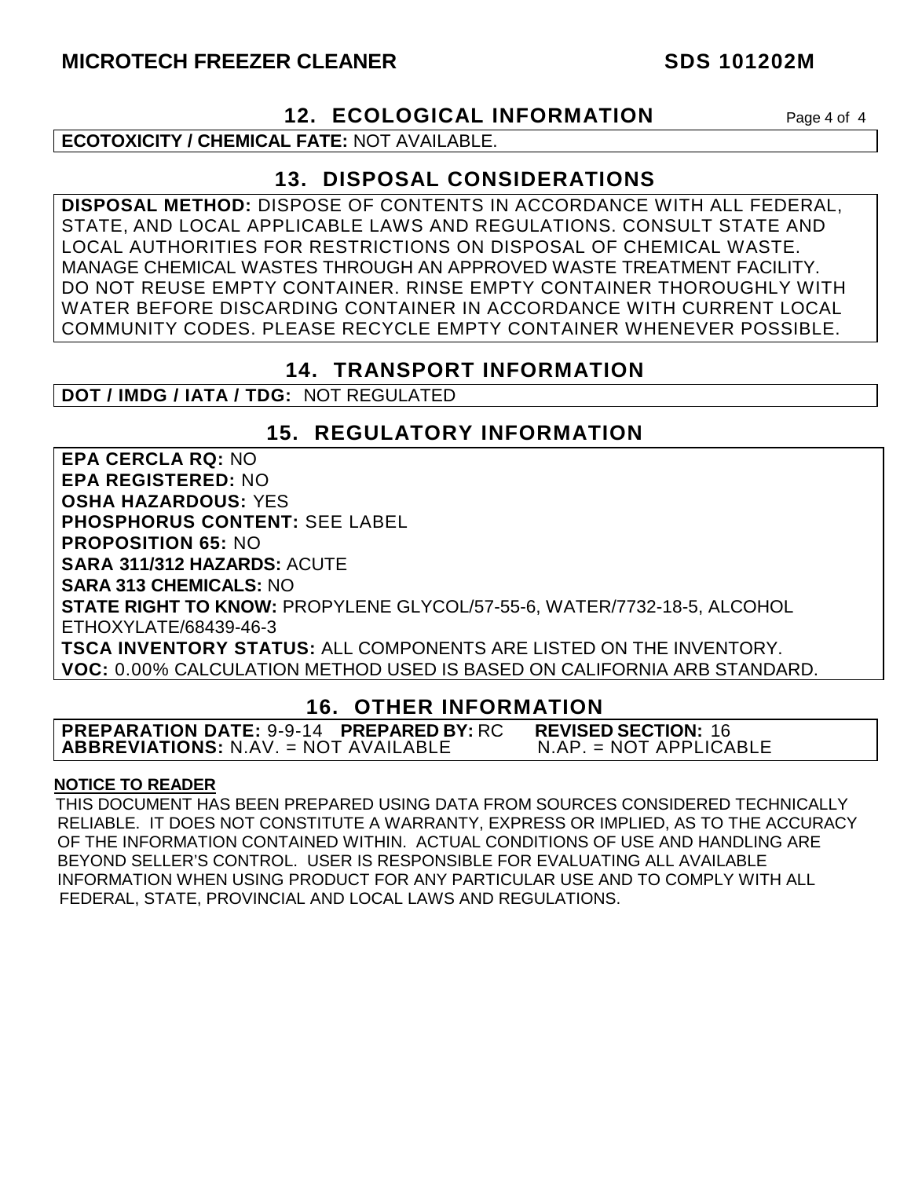## 12. ECOLOGICAL INFORMATION

**ECOTOXICITY / CHEMICAL FATE:** NOT AVAILABLE.

## 13. DISPOSAL CONSIDERATIONS

**DISPOSAL METHOD:** DISPOSE OF CONTENTS IN ACCORDANCE WITH ALL FEDERAL, STATE, AND LOCAL APPLICABLE LAWS AND REGULATIONS. CONSULT STATE AND LOCAL AUTHORITIES FOR RESTRICTIONS ON DISPOSAL OF CHEMICAL WASTE. MANAGE CHEMICAL WASTES THROUGH AN APPROVED WASTE TREATMENT FACILITY. DO NOT REUSE EMPTY CONTAINER. RINSE EMPTY CONTAINER THOROUGHLY WITH WATER BEFORE DISCARDING CONTAINER IN ACCORDANCE WITH CURRENT LOCAL COMMUNITY CODES. PLEASE RECYCLE EMPTY CONTAINER WHENEVER POSSIBLE.

## 14. TRANSPORT INFORMATION

**DOT / IMDG / IATA / TDG:** NOT REGULATED

## 15. REGULATORY INFORMATION

**EPA CERCLA RQ:** NO
**EPA REGISTERED:** NO
**OSHA HAZARDOUS:** YES
**PHOSPHORUS CONTENT:** SEE LABEL
**PROPOSITION 65:** NO
**SARA 311/312 HAZARDS:** ACUTE
**SARA 313 CHEMICALS:** NO
**STATE RIGHT TO KNOW:** PROPYLENE GLYCOL/57-55-6, WATER/7732-18-5, ALCOHOL ETHOXYLATE/68439-46-3
**TSCA INVENTORY STATUS:** ALL COMPONENTS ARE LISTED ON THE INVENTORY.
**VOC:** 0.00% CALCULATION METHOD USED IS BASED ON CALIFORNIA ARB STANDARD.

## 16. OTHER INFORMATION

**PREPARATION DATE:** 9-9-14 **PREPARED BY:** RC **REVISED SECTION:** 16
**ABBREVIATIONS:** N.AV. = NOT AVAILABLE N.AP. = NOT APPLICABLE

**NOTICE TO READER**

THIS DOCUMENT HAS BEEN PREPARED USING DATA FROM SOURCES CONSIDERED TECHNICALLY RELIABLE. IT DOES NOT CONSTITUTE A WARRANTY, EXPRESS OR IMPLIED, AS TO THE ACCURACY OF THE INFORMATION CONTAINED WITHIN. ACTUAL CONDITIONS OF USE AND HANDLING ARE BEYOND SELLER'S CONTROL. USER IS RESPONSIBLE FOR EVALUATING ALL AVAILABLE INFORMATION WHEN USING PRODUCT FOR ANY PARTICULAR USE AND TO COMPLY WITH ALL FEDERAL, STATE, PROVINCIAL AND LOCAL LAWS AND REGULATIONS.